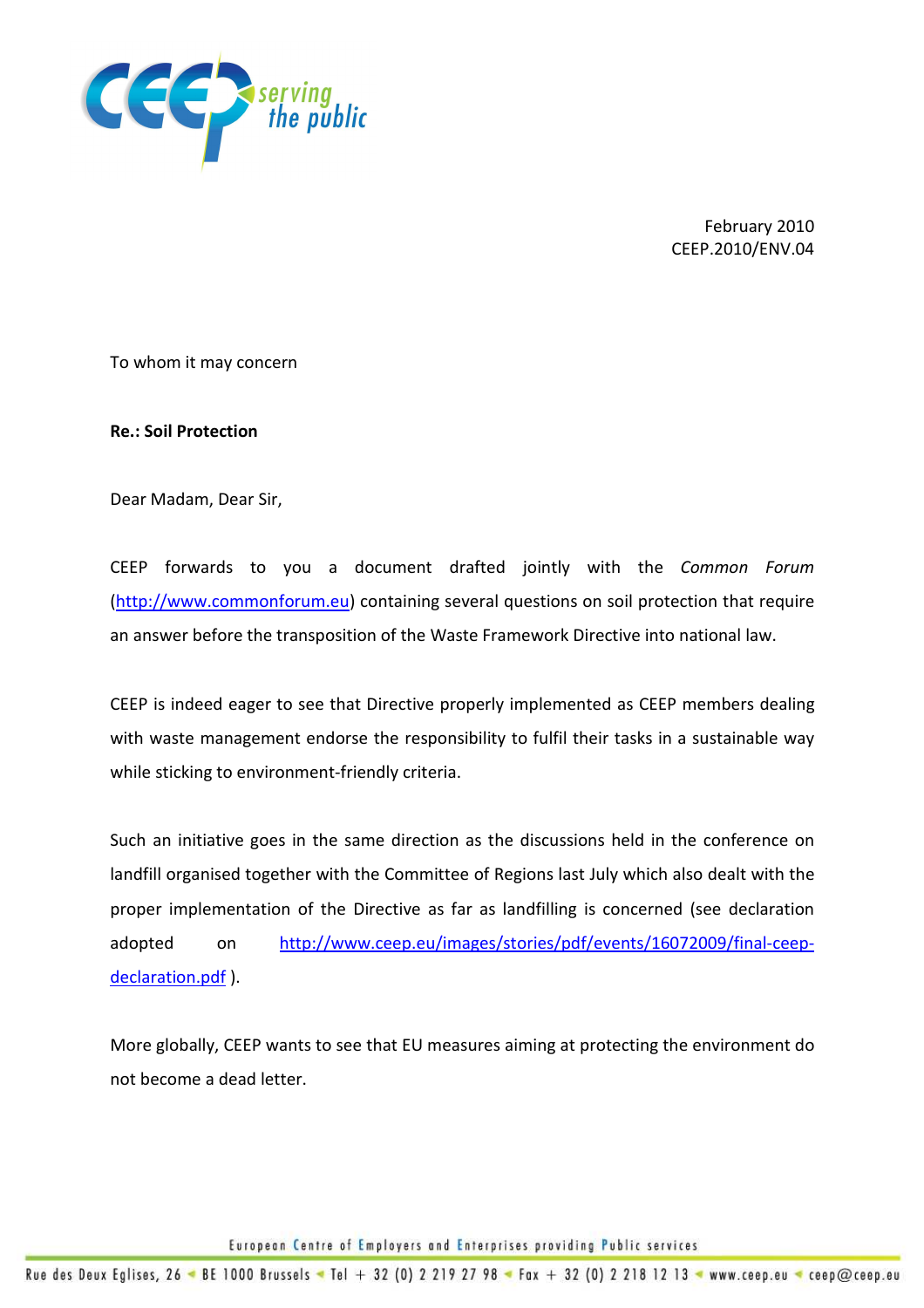February 2010
CEEP.2010/ENV.04

To whom it may concern

**Re.: Soil Protection**

Dear Madam, Dear Sir,

CEEP forwards to you a document drafted jointly with the *Common Forum* (http://www.commonforum.eu) containing several questions on soil protection that require an answer before the transposition of the Waste Framework Directive into national law.

CEEP is indeed eager to see that Directive properly implemented as CEEP members dealing with waste management endorse the responsibility to fulfil their tasks in a sustainable way while sticking to environment-friendly criteria.

Such an initiative goes in the same direction as the discussions held in the conference on landfill organised together with the Committee of Regions last July which also dealt with the proper implementation of the Directive as far as landfilling is concerned (see declaration adopted on http://www.ceep.eu/images/stories/pdf/events/16072009/final-ceep-declaration.pdf ).

More globally, CEEP wants to see that EU measures aiming at protecting the environment do not become a dead letter.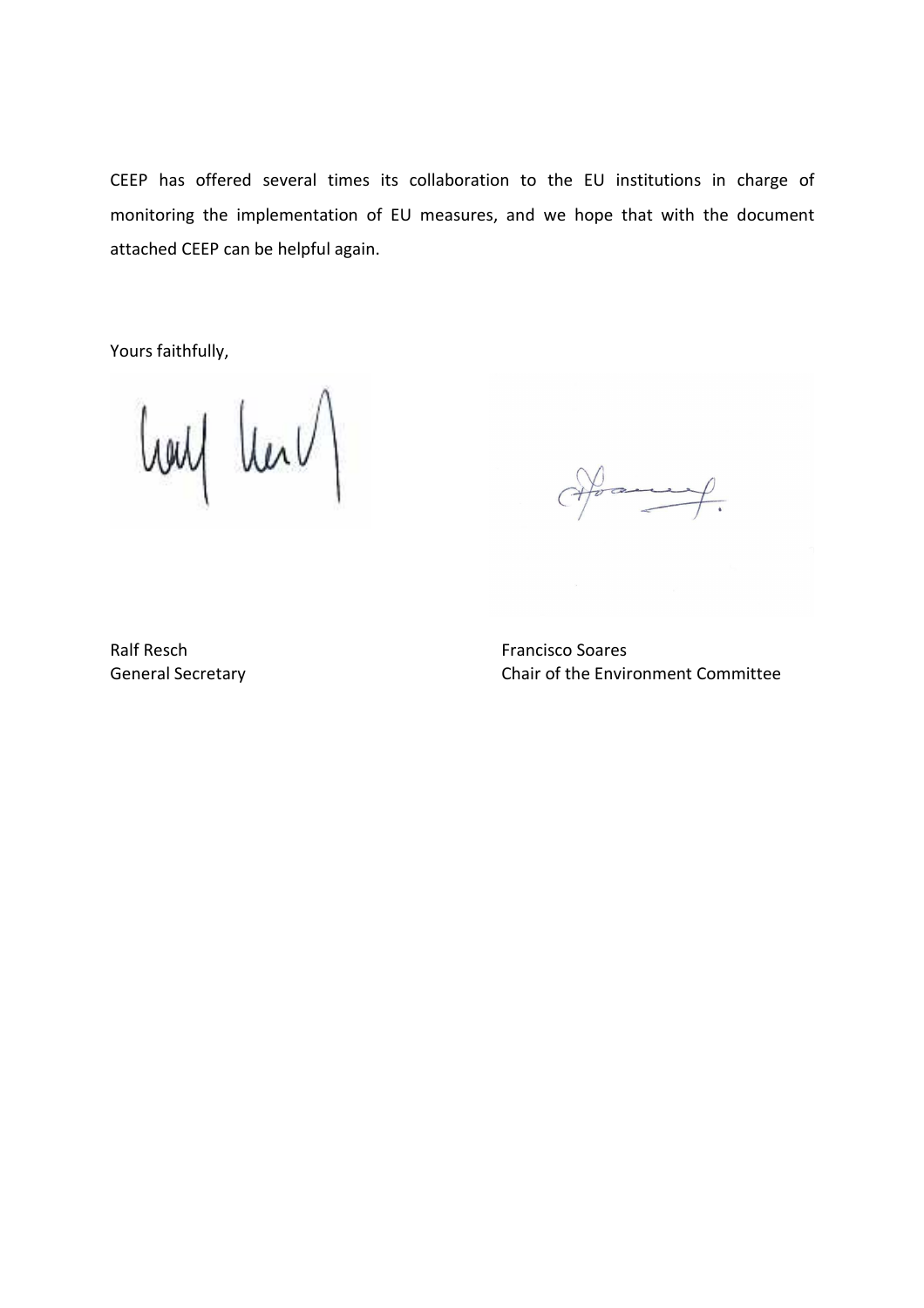CEEP has offered several times its collaboration to the EU institutions in charge of monitoring the implementation of EU measures, and we hope that with the document attached CEEP can be helpful again.

Yours faithfully,

Ralf Resch
General Secretary

Francisco Soares
Chair of the Environment Committee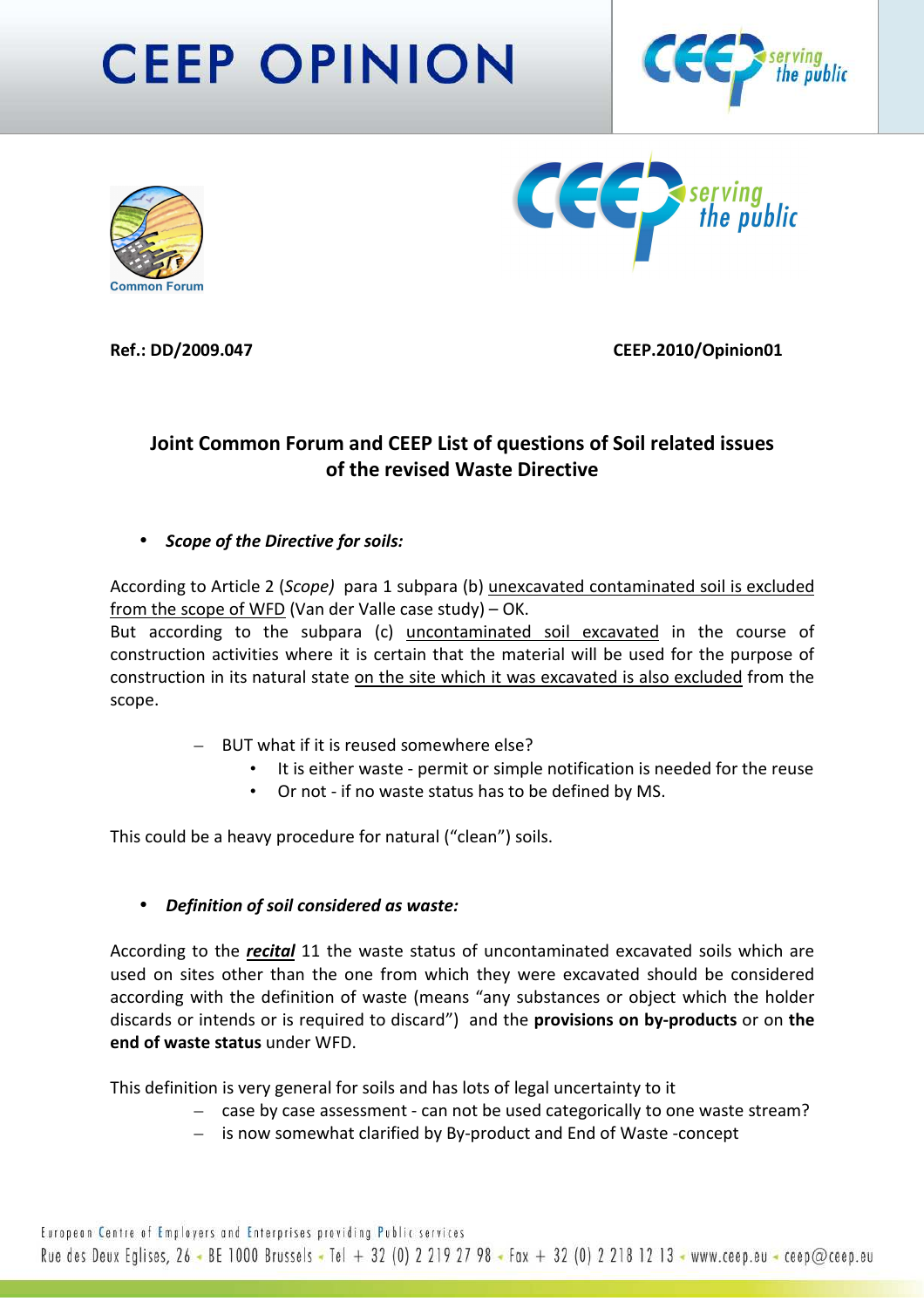# CEEP OPINION

Common Forum

**Ref.: DD/2009.047** **CEEP.2010/Opinion01**

## Joint Common Forum and CEEP List of questions of Soil related issues of the revised Waste Directive

- ***Scope of the Directive for soils:***

According to Article 2 (*Scope*) para 1 subpara (b) unexcavated contaminated soil is excluded from the scope of WFD (Van der Valle case study) – OK.
But according to the subpara (c) uncontaminated soil excavated in the course of construction activities where it is certain that the material will be used for the purpose of construction in its natural state on the site which it was excavated is also excluded from the scope.

- BUT what if it is reused somewhere else?
  - It is either waste - permit or simple notification is needed for the reuse
  - Or not - if no waste status has to be defined by MS.

This could be a heavy procedure for natural ("clean") soils.

- ***Definition of soil considered as waste:***

According to the ***recital*** 11 the waste status of uncontaminated excavated soils which are used on sites other than the one from which they were excavated should be considered according with the definition of waste (means "any substances or object which the holder discards or intends or is required to discard") and the **provisions on by-products** or on **the end of waste status** under WFD.

This definition is very general for soils and has lots of legal uncertainty to it
- case by case assessment - can not be used categorically to one waste stream?
- is now somewhat clarified by By-product and End of Waste -concept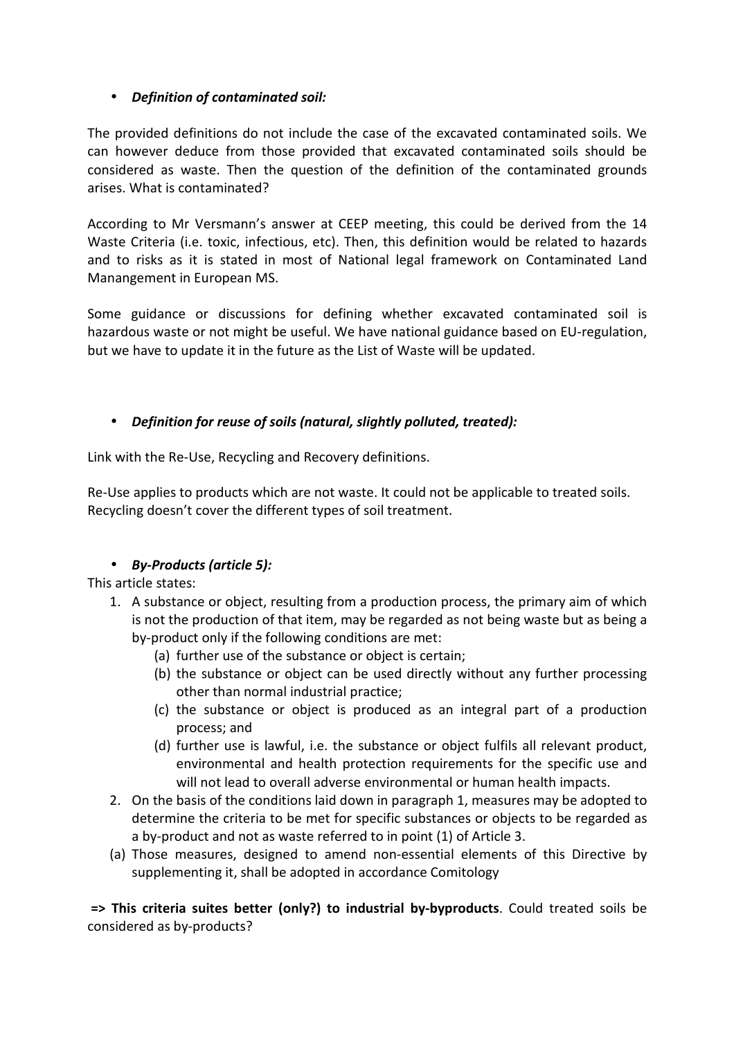- ***Definition of contaminated soil:***

The provided definitions do not include the case of the excavated contaminated soils. We can however deduce from those provided that excavated contaminated soils should be considered as waste. Then the question of the definition of the contaminated grounds arises. What is contaminated?

According to Mr Versmann's answer at CEEP meeting, this could be derived from the 14 Waste Criteria (i.e. toxic, infectious, etc). Then, this definition would be related to hazards and to risks as it is stated in most of National legal framework on Contaminated Land Manangement in European MS.

Some guidance or discussions for defining whether excavated contaminated soil is hazardous waste or not might be useful. We have national guidance based on EU-regulation, but we have to update it in the future as the List of Waste will be updated.

- ***Definition for reuse of soils (natural, slightly polluted, treated):***

Link with the Re-Use, Recycling and Recovery definitions.

Re-Use applies to products which are not waste. It could not be applicable to treated soils. Recycling doesn't cover the different types of soil treatment.

- ***By-Products (article 5):***

This article states:

1. A substance or object, resulting from a production process, the primary aim of which is not the production of that item, may be regarded as not being waste but as being a by-product only if the following conditions are met:
   (a) further use of the substance or object is certain;
   (b) the substance or object can be used directly without any further processing other than normal industrial practice;
   (c) the substance or object is produced as an integral part of a production process; and
   (d) further use is lawful, i.e. the substance or object fulfils all relevant product, environmental and health protection requirements for the specific use and will not lead to overall adverse environmental or human health impacts.
2. On the basis of the conditions laid down in paragraph 1, measures may be adopted to determine the criteria to be met for specific substances or objects to be regarded as a by-product and not as waste referred to in point (1) of Article 3.

(a) Those measures, designed to amend non-essential elements of this Directive by supplementing it, shall be adopted in accordance Comitology

**=> This criteria suites better (only?) to industrial by-byproducts**. Could treated soils be considered as by-products?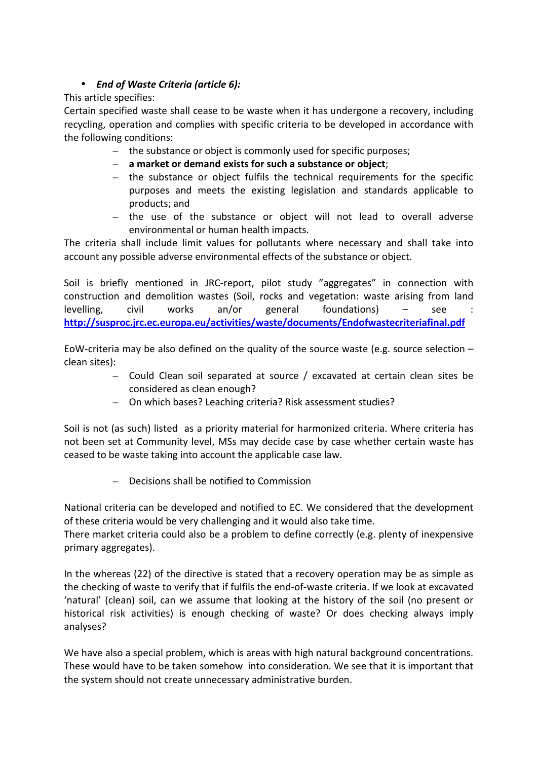- ***End of Waste Criteria (article 6):***

This article specifies:

Certain specified waste shall cease to be waste when it has undergone a recovery, including recycling, operation and complies with specific criteria to be developed in accordance with the following conditions:

   - the substance or object is commonly used for specific purposes;
   - **a market or demand exists for such a substance or object**;
   - the substance or object fulfils the technical requirements for the specific purposes and meets the existing legislation and standards applicable to products; and
   - the use of the substance or object will not lead to overall adverse environmental or human health impacts.

The criteria shall include limit values for pollutants where necessary and shall take into account any possible adverse environmental effects of the substance or object.

Soil is briefly mentioned in JRC-report, pilot study "aggregates" in connection with construction and demolition wastes (Soil, rocks and vegetation: waste arising from land levelling, civil works an/or general foundations) – see : **http://susproc.jrc.ec.europa.eu/activities/waste/documents/Endofwastecriteriafinal.pdf**

EoW-criteria may be also defined on the quality of the source waste (e.g. source selection – clean sites):

   - Could Clean soil separated at source / excavated at certain clean sites be considered as clean enough?
   - On which bases? Leaching criteria? Risk assessment studies?

Soil is not (as such) listed as a priority material for harmonized criteria. Where criteria has not been set at Community level, MSs may decide case by case whether certain waste has ceased to be waste taking into account the applicable case law.

   - Decisions shall be notified to Commission

National criteria can be developed and notified to EC. We considered that the development of these criteria would be very challenging and it would also take time.

There market criteria could also be a problem to define correctly (e.g. plenty of inexpensive primary aggregates).

In the whereas (22) of the directive is stated that a recovery operation may be as simple as the checking of waste to verify that if fulfils the end-of-waste criteria. If we look at excavated 'natural' (clean) soil, can we assume that looking at the history of the soil (no present or historical risk activities) is enough checking of waste? Or does checking always imply analyses?

We have also a special problem, which is areas with high natural background concentrations. These would have to be taken somehow into consideration. We see that it is important that the system should not create unnecessary administrative burden.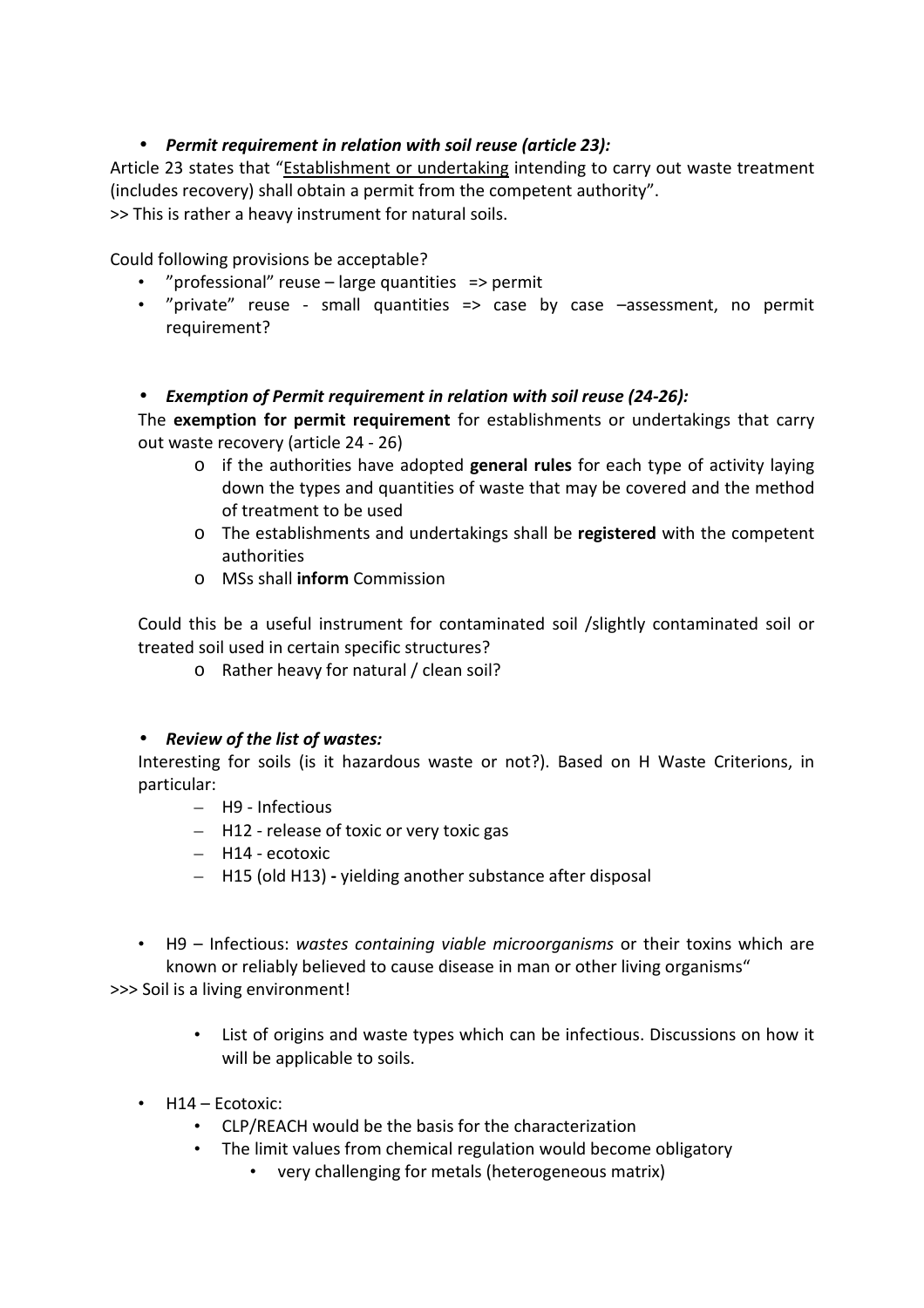- ***Permit requirement in relation with soil reuse (article 23):***

Article 23 states that "<u>Establishment or undertaking</u> intending to carry out waste treatment (includes recovery) shall obtain a permit from the competent authority".
>> This is rather a heavy instrument for natural soils.

Could following provisions be acceptable?

- "professional" reuse – large quantities => permit
- "private" reuse - small quantities => case by case –assessment, no permit requirement?

- ***Exemption of Permit requirement in relation with soil reuse (24-26):***

The **exemption for permit requirement** for establishments or undertakings that carry out waste recovery (article 24 - 26)

- o if the authorities have adopted **general rules** for each type of activity laying down the types and quantities of waste that may be covered and the method of treatment to be used
- o The establishments and undertakings shall be **registered** with the competent authorities
- o MSs shall **inform** Commission

Could this be a useful instrument for contaminated soil /slightly contaminated soil or treated soil used in certain specific structures?

- o Rather heavy for natural / clean soil?

- ***Review of the list of wastes:***

Interesting for soils (is it hazardous waste or not?). Based on H Waste Criterions, in particular:

- H9 - Infectious
- H12 - release of toxic or very toxic gas
- H14 - ecotoxic
- H15 (old H13) **-** yielding another substance after disposal

- H9 – Infectious: *wastes containing viable microorganisms* or their toxins which are known or reliably believed to cause disease in man or other living organisms"

>>> Soil is a living environment!

- List of origins and waste types which can be infectious. Discussions on how it will be applicable to soils.

- H14 – Ecotoxic:
  - CLP/REACH would be the basis for the characterization
  - The limit values from chemical regulation would become obligatory
    - very challenging for metals (heterogeneous matrix)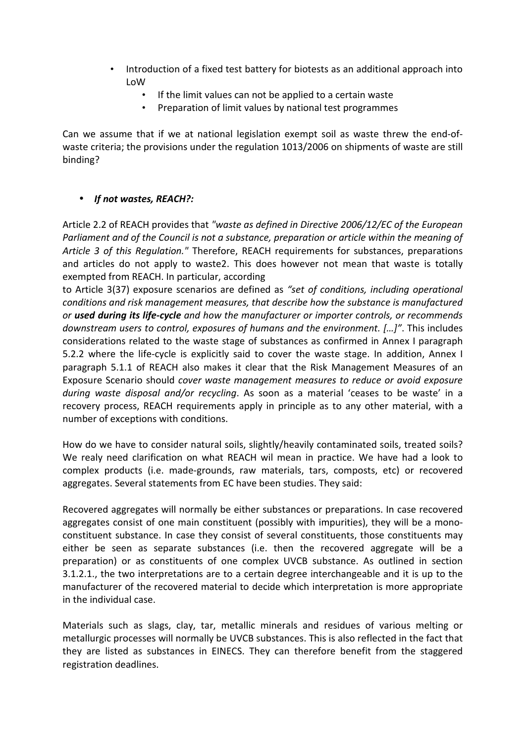- Introduction of a fixed test battery for biotests as an additional approach into LoW
  - If the limit values can not be applied to a certain waste
  - Preparation of limit values by national test programmes

Can we assume that if we at national legislation exempt soil as waste threw the end-of-waste criteria; the provisions under the regulation 1013/2006 on shipments of waste are still binding?

- ***If not wastes, REACH?:***

Article 2.2 of REACH provides that *"waste as defined in Directive 2006/12/EC of the European Parliament and of the Council is not a substance, preparation or article within the meaning of Article 3 of this Regulation."* Therefore, REACH requirements for substances, preparations and articles do not apply to waste2. This does however not mean that waste is totally exempted from REACH. In particular, according to Article 3(37) exposure scenarios are defined as *"set of conditions, including operational conditions and risk management measures, that describe how the substance is manufactured or **used during its life-cycle** and how the manufacturer or importer controls, or recommends downstream users to control, exposures of humans and the environment. […]"*. This includes considerations related to the waste stage of substances as confirmed in Annex I paragraph 5.2.2 where the life-cycle is explicitly said to cover the waste stage. In addition, Annex I paragraph 5.1.1 of REACH also makes it clear that the Risk Management Measures of an Exposure Scenario should *cover waste management measures to reduce or avoid exposure during waste disposal and/or recycling*. As soon as a material 'ceases to be waste' in a recovery process, REACH requirements apply in principle as to any other material, with a number of exceptions with conditions.

How do we have to consider natural soils, slightly/heavily contaminated soils, treated soils? We realy need clarification on what REACH wil mean in practice. We have had a look to complex products (i.e. made-grounds, raw materials, tars, composts, etc) or recovered aggregates. Several statements from EC have been studies. They said:

Recovered aggregates will normally be either substances or preparations. In case recovered aggregates consist of one main constituent (possibly with impurities), they will be a mono-constituent substance. In case they consist of several constituents, those constituents may either be seen as separate substances (i.e. then the recovered aggregate will be a preparation) or as constituents of one complex UVCB substance. As outlined in section 3.1.2.1., the two interpretations are to a certain degree interchangeable and it is up to the manufacturer of the recovered material to decide which interpretation is more appropriate in the individual case.

Materials such as slags, clay, tar, metallic minerals and residues of various melting or metallurgic processes will normally be UVCB substances. This is also reflected in the fact that they are listed as substances in EINECS. They can therefore benefit from the staggered registration deadlines.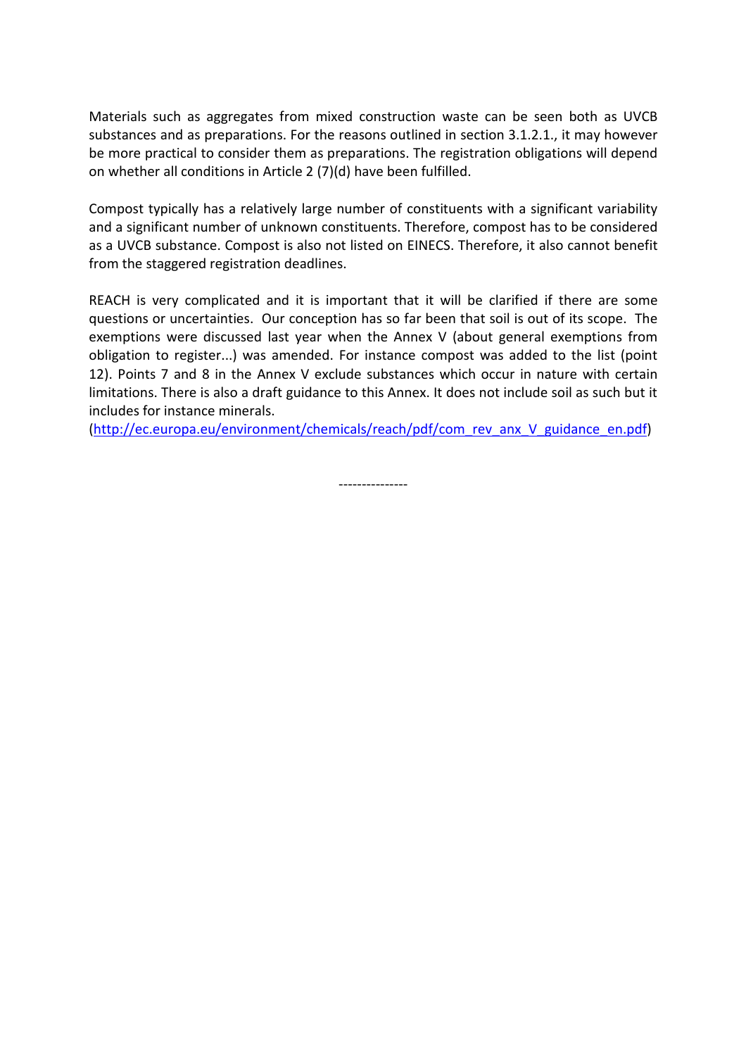Materials such as aggregates from mixed construction waste can be seen both as UVCB substances and as preparations. For the reasons outlined in section 3.1.2.1., it may however be more practical to consider them as preparations. The registration obligations will depend on whether all conditions in Article 2 (7)(d) have been fulfilled.

Compost typically has a relatively large number of constituents with a significant variability and a significant number of unknown constituents. Therefore, compost has to be considered as a UVCB substance. Compost is also not listed on EINECS. Therefore, it also cannot benefit from the staggered registration deadlines.

REACH is very complicated and it is important that it will be clarified if there are some questions or uncertainties. Our conception has so far been that soil is out of its scope. The exemptions were discussed last year when the Annex V (about general exemptions from obligation to register...) was amended. For instance compost was added to the list (point 12). Points 7 and 8 in the Annex V exclude substances which occur in nature with certain limitations. There is also a draft guidance to this Annex. It does not include soil as such but it includes for instance minerals.
(http://ec.europa.eu/environment/chemicals/reach/pdf/com_rev_anx_V_guidance_en.pdf)

---------------